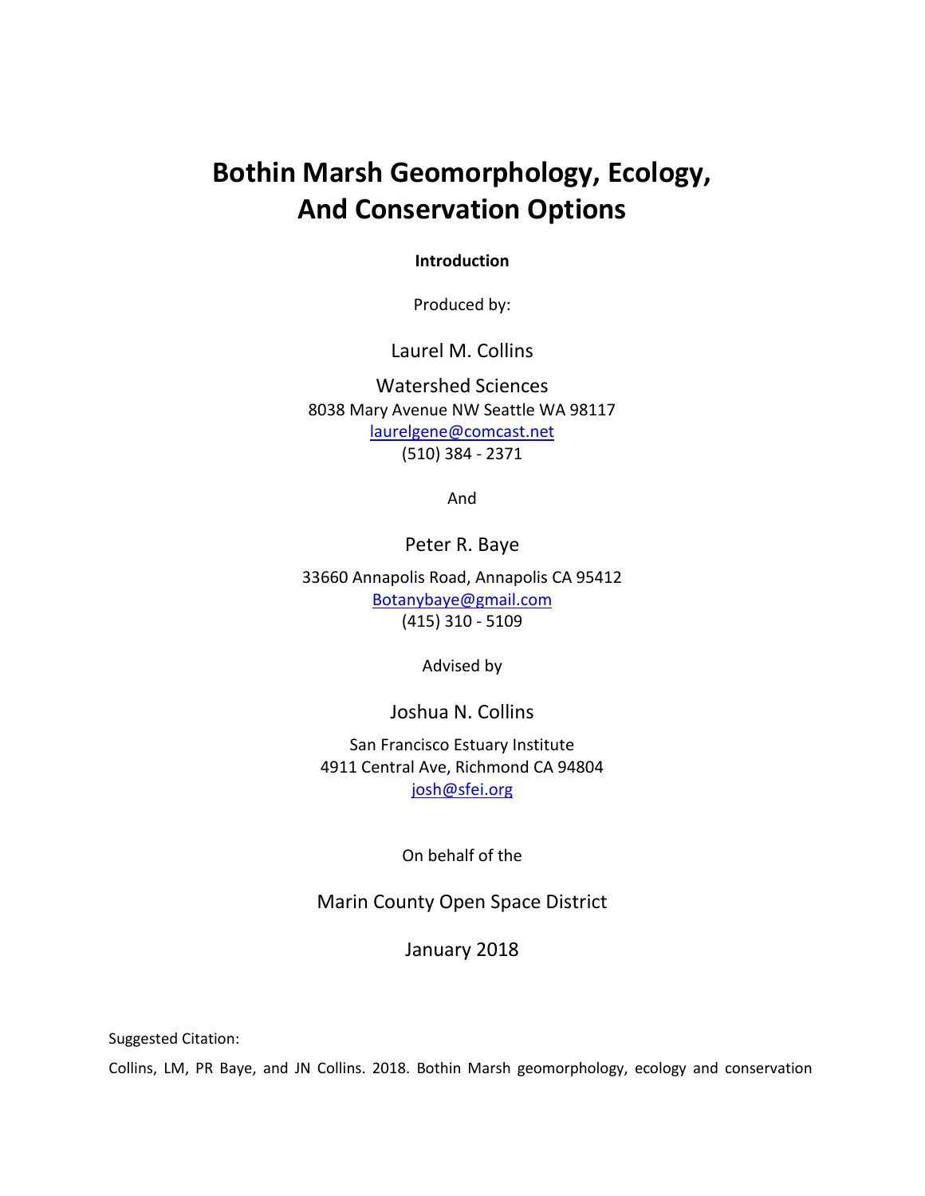# Bothin Marsh Geomorphology, Ecology, And Conservation Options

**Introduction**

Produced by:

Laurel M. Collins

Watershed Sciences
8038 Mary Avenue NW Seattle WA 98117
laurelgene@comcast.net
(510) 384 - 2371

And

Peter R. Baye

33660 Annapolis Road, Annapolis CA 95412
Botanybaye@gmail.com
(415) 310 - 5109

Advised by

Joshua N. Collins

San Francisco Estuary Institute
4911 Central Ave, Richmond CA 94804
josh@sfei.org

On behalf of the

Marin County Open Space District

January 2018

Suggested Citation:

Collins, LM, PR Baye, and JN Collins. 2018. Bothin Marsh geomorphology, ecology and conservation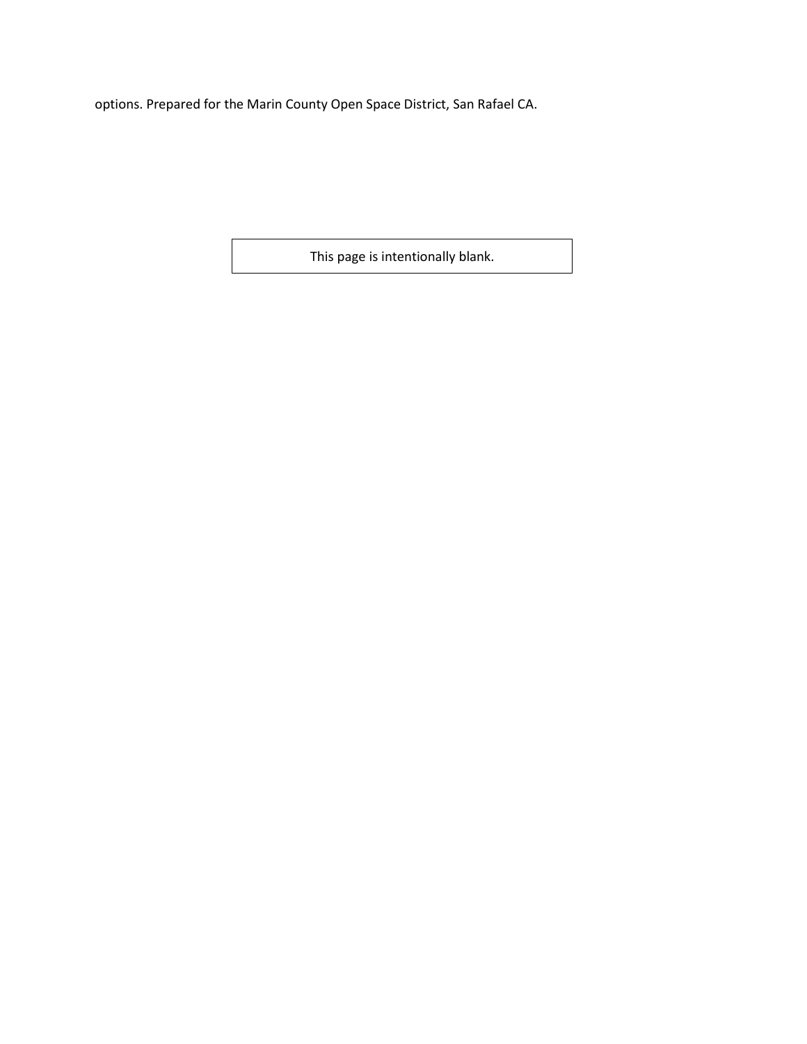options. Prepared for the Marin County Open Space District, San Rafael CA.

This page is intentionally blank.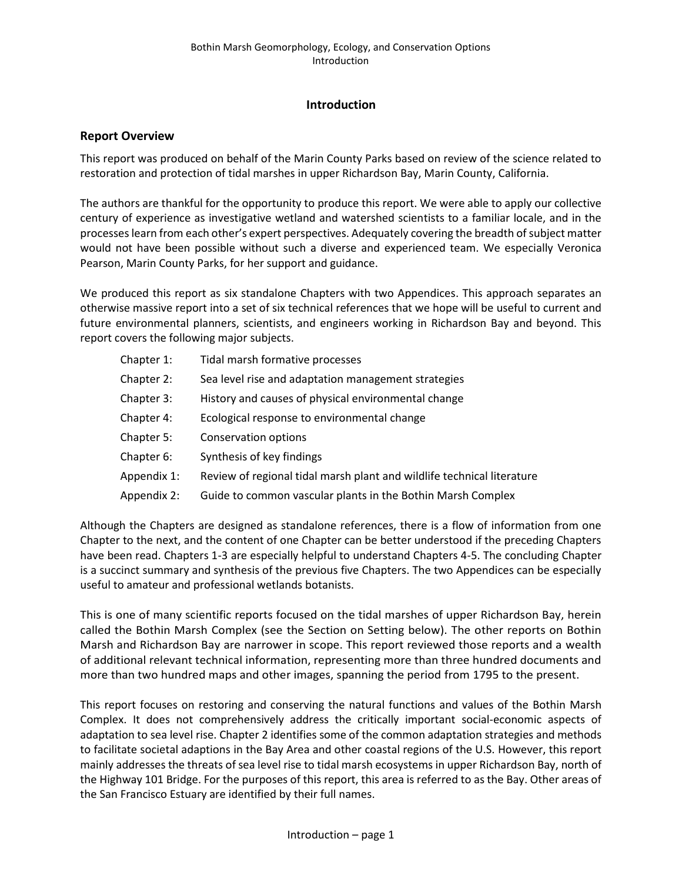# Introduction

## Report Overview

This report was produced on behalf of the Marin County Parks based on review of the science related to restoration and protection of tidal marshes in upper Richardson Bay, Marin County, California.

The authors are thankful for the opportunity to produce this report. We were able to apply our collective century of experience as investigative wetland and watershed scientists to a familiar locale, and in the processes learn from each other's expert perspectives. Adequately covering the breadth of subject matter would not have been possible without such a diverse and experienced team. We especially Veronica Pearson, Marin County Parks, for her support and guidance.

We produced this report as six standalone Chapters with two Appendices. This approach separates an otherwise massive report into a set of six technical references that we hope will be useful to current and future environmental planners, scientists, and engineers working in Richardson Bay and beyond. This report covers the following major subjects.

- Chapter 1: Tidal marsh formative processes
- Chapter 2: Sea level rise and adaptation management strategies
- Chapter 3: History and causes of physical environmental change
- Chapter 4: Ecological response to environmental change
- Chapter 5: Conservation options
- Chapter 6: Synthesis of key findings
- Appendix 1: Review of regional tidal marsh plant and wildlife technical literature
- Appendix 2: Guide to common vascular plants in the Bothin Marsh Complex

Although the Chapters are designed as standalone references, there is a flow of information from one Chapter to the next, and the content of one Chapter can be better understood if the preceding Chapters have been read. Chapters 1-3 are especially helpful to understand Chapters 4-5. The concluding Chapter is a succinct summary and synthesis of the previous five Chapters. The two Appendices can be especially useful to amateur and professional wetlands botanists.

This is one of many scientific reports focused on the tidal marshes of upper Richardson Bay, herein called the Bothin Marsh Complex (see the Section on Setting below). The other reports on Bothin Marsh and Richardson Bay are narrower in scope. This report reviewed those reports and a wealth of additional relevant technical information, representing more than three hundred documents and more than two hundred maps and other images, spanning the period from 1795 to the present.

This report focuses on restoring and conserving the natural functions and values of the Bothin Marsh Complex. It does not comprehensively address the critically important social-economic aspects of adaptation to sea level rise. Chapter 2 identifies some of the common adaptation strategies and methods to facilitate societal adaptions in the Bay Area and other coastal regions of the U.S. However, this report mainly addresses the threats of sea level rise to tidal marsh ecosystems in upper Richardson Bay, north of the Highway 101 Bridge. For the purposes of this report, this area is referred to as the Bay. Other areas of the San Francisco Estuary are identified by their full names.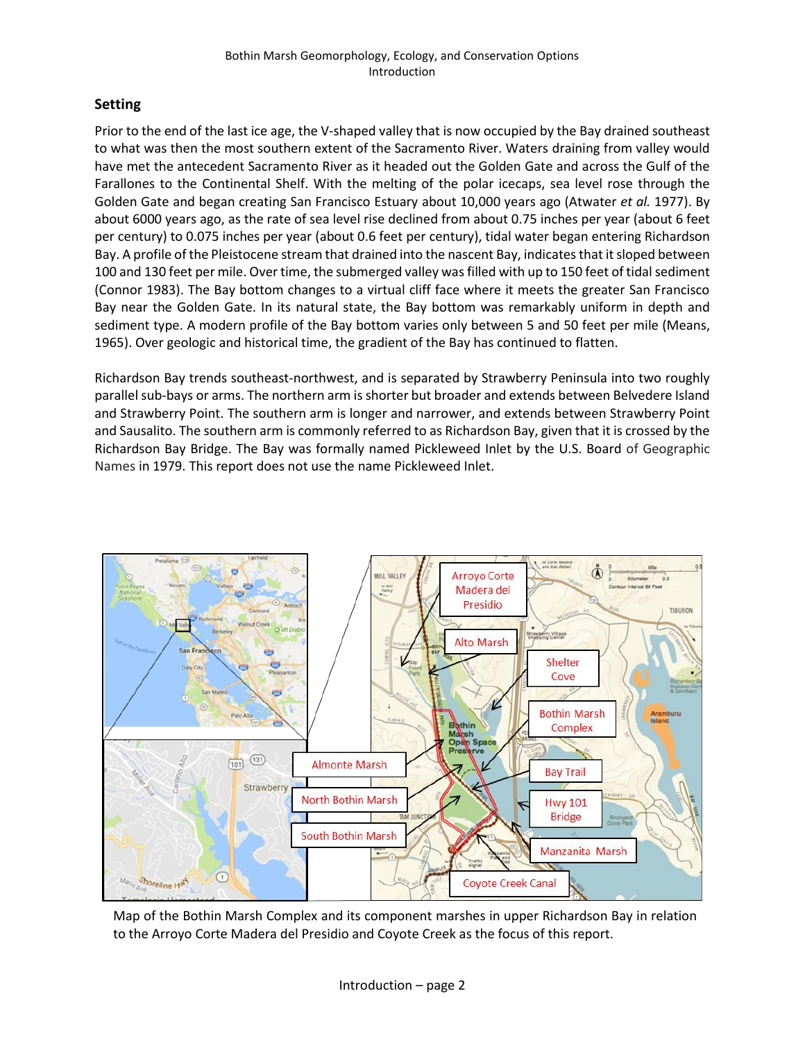## Setting

Prior to the end of the last ice age, the V-shaped valley that is now occupied by the Bay drained southeast to what was then the most southern extent of the Sacramento River. Waters draining from valley would have met the antecedent Sacramento River as it headed out the Golden Gate and across the Gulf of the Farallones to the Continental Shelf. With the melting of the polar icecaps, sea level rose through the Golden Gate and began creating San Francisco Estuary about 10,000 years ago (Atwater *et al.* 1977). By about 6000 years ago, as the rate of sea level rise declined from about 0.75 inches per year (about 6 feet per century) to 0.075 inches per year (about 0.6 feet per century), tidal water began entering Richardson Bay. A profile of the Pleistocene stream that drained into the nascent Bay, indicates that it sloped between 100 and 130 feet per mile. Over time, the submerged valley was filled with up to 150 feet of tidal sediment (Connor 1983). The Bay bottom changes to a virtual cliff face where it meets the greater San Francisco Bay near the Golden Gate. In its natural state, the Bay bottom was remarkably uniform in depth and sediment type. A modern profile of the Bay bottom varies only between 5 and 50 feet per mile (Means, 1965). Over geologic and historical time, the gradient of the Bay has continued to flatten.

Richardson Bay trends southeast-northwest, and is separated by Strawberry Peninsula into two roughly parallel sub-bays or arms. The northern arm is shorter but broader and extends between Belvedere Island and Strawberry Point. The southern arm is longer and narrower, and extends between Strawberry Point and Sausalito. The southern arm is commonly referred to as Richardson Bay, given that it is crossed by the Richardson Bay Bridge. The Bay was formally named Pickleweed Inlet by the U.S. Board of Geographic Names in 1979. This report does not use the name Pickleweed Inlet.

Map of the Bothin Marsh Complex and its component marshes in upper Richardson Bay in relation to the Arroyo Corte Madera del Presidio and Coyote Creek as the focus of this report.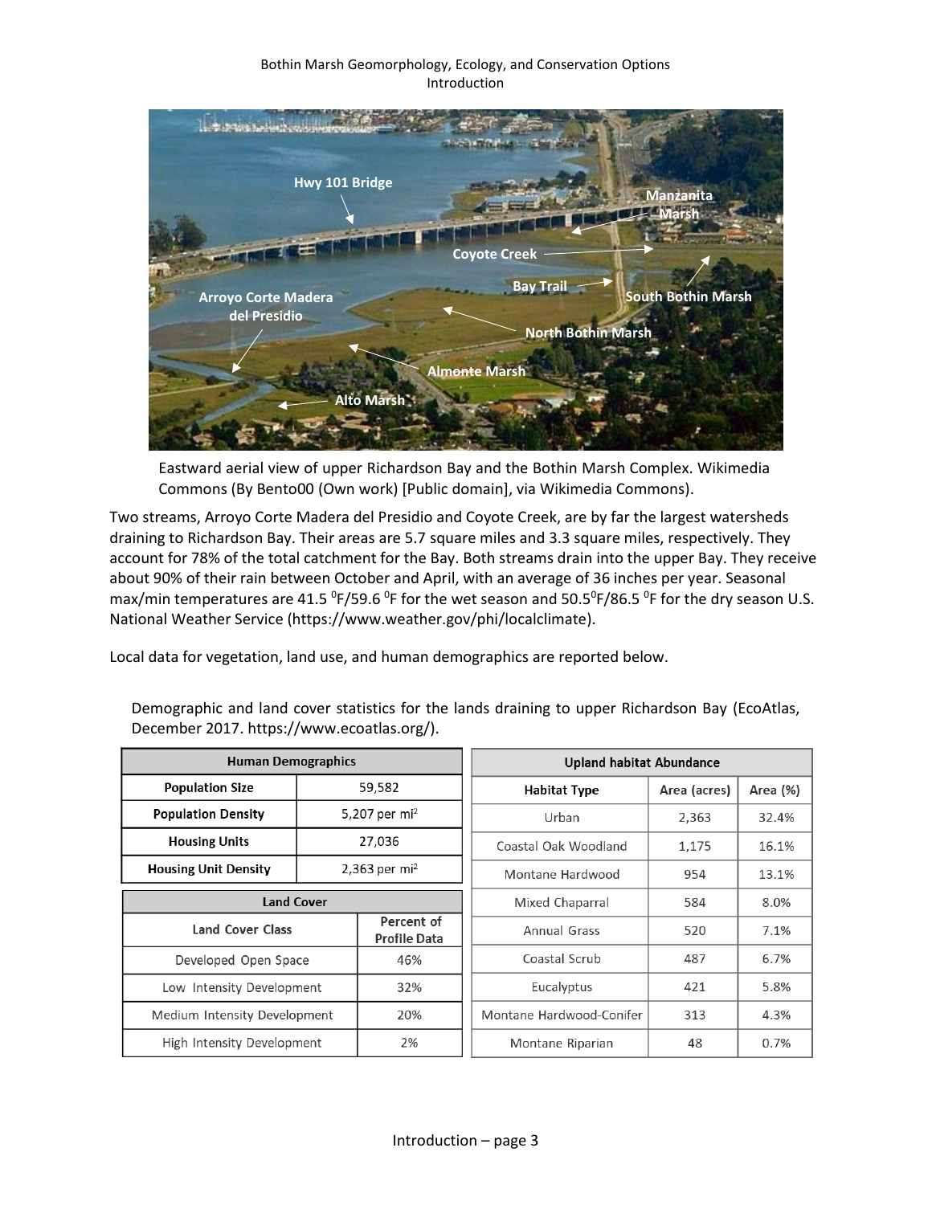Eastward aerial view of upper Richardson Bay and the Bothin Marsh Complex. Wikimedia Commons (By Bento00 (Own work) [Public domain], via Wikimedia Commons).

Two streams, Arroyo Corte Madera del Presidio and Coyote Creek, are by far the largest watersheds draining to Richardson Bay. Their areas are 5.7 square miles and 3.3 square miles, respectively. They account for 78% of the total catchment for the Bay. Both streams drain into the upper Bay. They receive about 90% of their rain between October and April, with an average of 36 inches per year. Seasonal max/min temperatures are 41.5 $^0$F/59.6 $^0$F for the wet season and 50.5$^0$F/86.5 $^0$F for the dry season U.S. National Weather Service (https://www.weather.gov/phi/localclimate).

Local data for vegetation, land use, and human demographics are reported below.

Demographic and land cover statistics for the lands draining to upper Richardson Bay (EcoAtlas, December 2017. https://www.ecoatlas.org/).

| Human Demographics | |
|---|---|
| **Population Size** | 59,582 |
| **Population Density** | 5,207 per mi$^2$ |
| **Housing Units** | 27,036 |
| **Housing Unit Density** | 2,363 per mi$^2$ |

| Land Cover | |
|---|---|
| **Land Cover Class** | **Percent of Profile Data** |
| Developed Open Space | 46% |
| Low Intensity Development | 32% |
| Medium Intensity Development | 20% |
| High Intensity Development | 2% |

| Upland habitat Abundance | | |
|---|---|---|
| **Habitat Type** | **Area (acres)** | **Area (%)** |
| Urban | 2,363 | 32.4% |
| Coastal Oak Woodland | 1,175 | 16.1% |
| Montane Hardwood | 954 | 13.1% |
| Mixed Chaparral | 584 | 8.0% |
| Annual Grass | 520 | 7.1% |
| Coastal Scrub | 487 | 6.7% |
| Eucalyptus | 421 | 5.8% |
| Montane Hardwood-Conifer | 313 | 4.3% |
| Montane Riparian | 48 | 0.7% |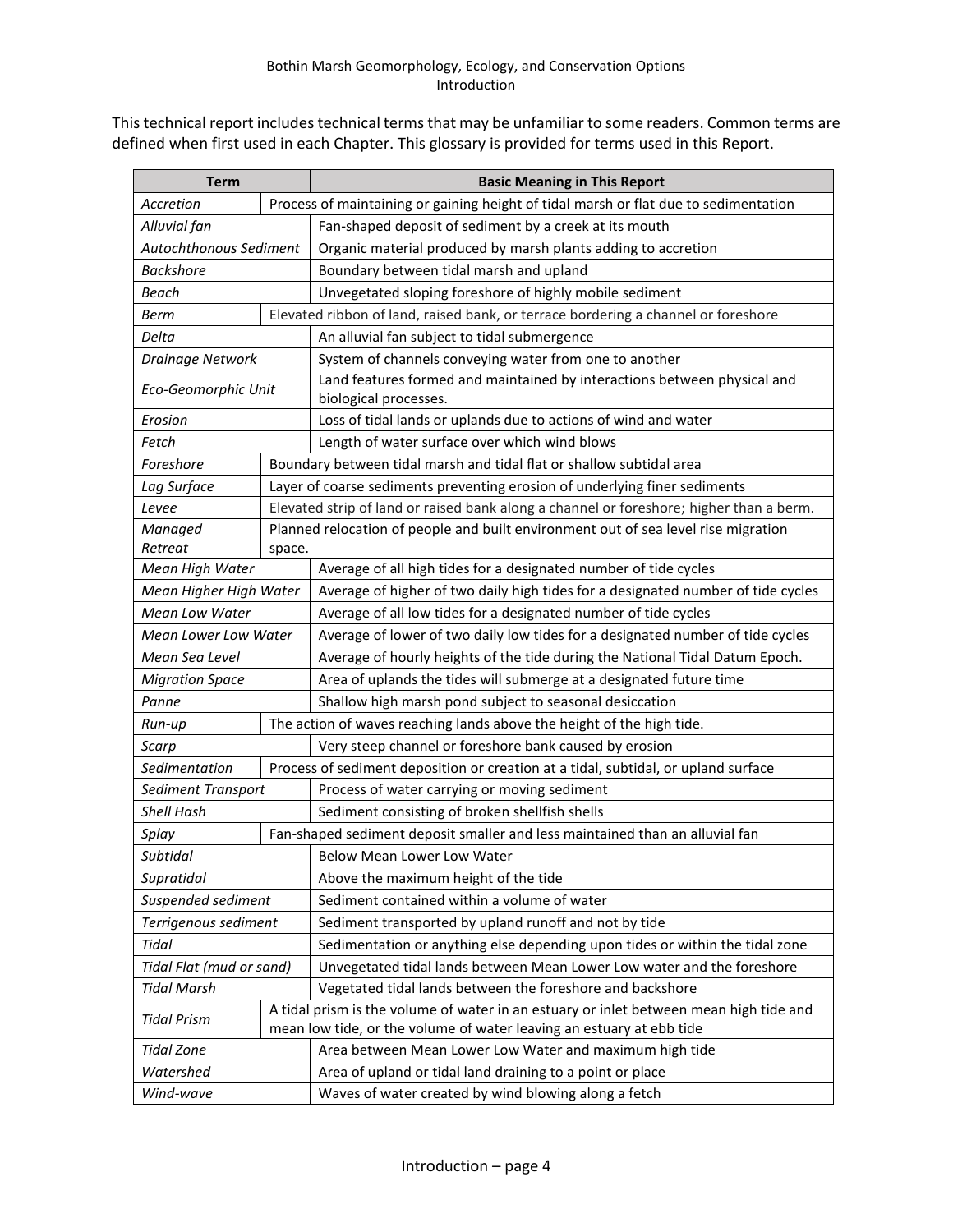This technical report includes technical terms that may be unfamiliar to some readers. Common terms are defined when first used in each Chapter. This glossary is provided for terms used in this Report.

| Term | Basic Meaning in This Report |
|---|---|
| *Accretion* | Process of maintaining or gaining height of tidal marsh or flat due to sedimentation |
| *Alluvial fan* | Fan-shaped deposit of sediment by a creek at its mouth |
| *Autochthonous Sediment* | Organic material produced by marsh plants adding to accretion |
| *Backshore* | Boundary between tidal marsh and upland |
| *Beach* | Unvegetated sloping foreshore of highly mobile sediment |
| *Berm* | Elevated ribbon of land, raised bank, or terrace bordering a channel or foreshore |
| *Delta* | An alluvial fan subject to tidal submergence |
| *Drainage Network* | System of channels conveying water from one to another |
| *Eco-Geomorphic Unit* | Land features formed and maintained by interactions between physical and biological processes. |
| *Erosion* | Loss of tidal lands or uplands due to actions of wind and water |
| *Fetch* | Length of water surface over which wind blows |
| *Foreshore* | Boundary between tidal marsh and tidal flat or shallow subtidal area |
| *Lag Surface* | Layer of coarse sediments preventing erosion of underlying finer sediments |
| *Levee* | Elevated strip of land or raised bank along a channel or foreshore; higher than a berm. |
| *Managed Retreat* | Planned relocation of people and built environment out of sea level rise migration space. |
| *Mean High Water* | Average of all high tides for a designated number of tide cycles |
| *Mean Higher High Water* | Average of higher of two daily high tides for a designated number of tide cycles |
| *Mean Low Water* | Average of all low tides for a designated number of tide cycles |
| *Mean Lower Low Water* | Average of lower of two daily low tides for a designated number of tide cycles |
| *Mean Sea Level* | Average of hourly heights of the tide during the National Tidal Datum Epoch. |
| *Migration Space* | Area of uplands the tides will submerge at a designated future time |
| *Panne* | Shallow high marsh pond subject to seasonal desiccation |
| *Run-up* | The action of waves reaching lands above the height of the high tide. |
| *Scarp* | Very steep channel or foreshore bank caused by erosion |
| *Sedimentation* | Process of sediment deposition or creation at a tidal, subtidal, or upland surface |
| *Sediment Transport* | Process of water carrying or moving sediment |
| *Shell Hash* | Sediment consisting of broken shellfish shells |
| *Splay* | Fan-shaped sediment deposit smaller and less maintained than an alluvial fan |
| *Subtidal* | Below Mean Lower Low Water |
| *Supratidal* | Above the maximum height of the tide |
| *Suspended sediment* | Sediment contained within a volume of water |
| *Terrigenous sediment* | Sediment transported by upland runoff and not by tide |
| *Tidal* | Sedimentation or anything else depending upon tides or within the tidal zone |
| *Tidal Flat (mud or sand)* | Unvegetated tidal lands between Mean Lower Low water and the foreshore |
| *Tidal Marsh* | Vegetated tidal lands between the foreshore and backshore |
| *Tidal Prism* | A tidal prism is the volume of water in an estuary or inlet between mean high tide and mean low tide, or the volume of water leaving an estuary at ebb tide |
| *Tidal Zone* | Area between Mean Lower Low Water and maximum high tide |
| *Watershed* | Area of upland or tidal land draining to a point or place |
| *Wind-wave* | Waves of water created by wind blowing along a fetch |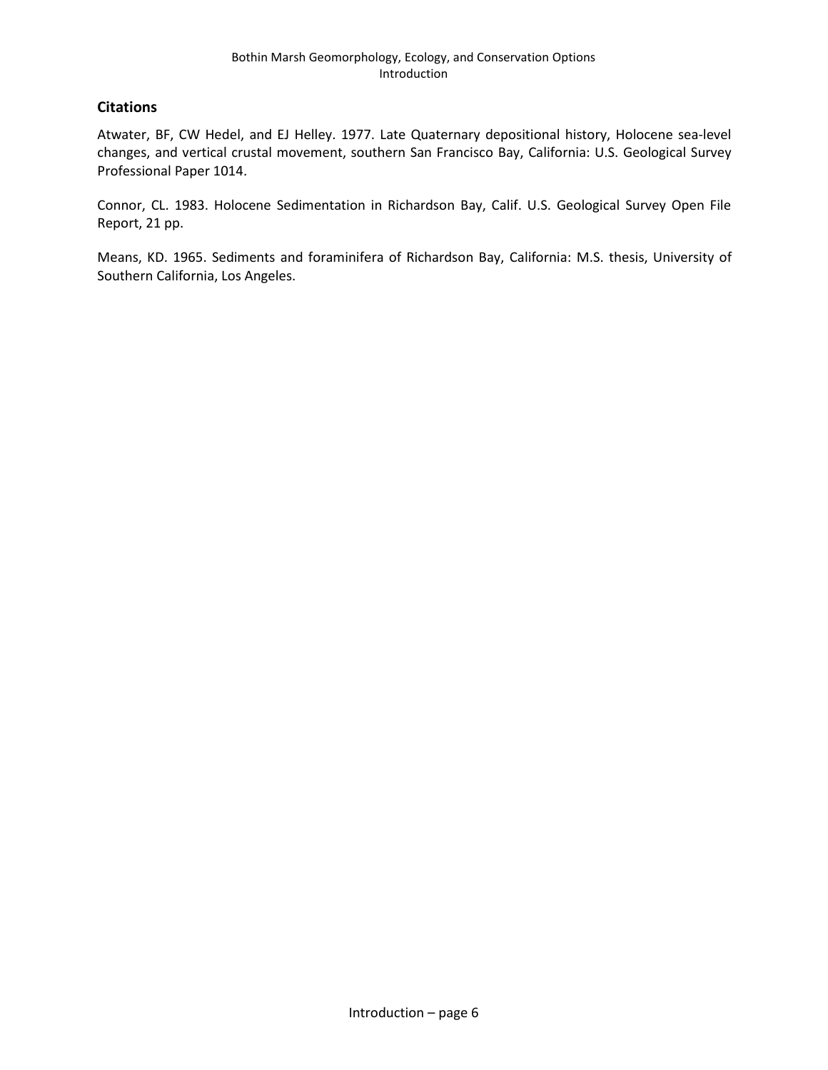## Citations

Atwater, BF, CW Hedel, and EJ Helley. 1977. Late Quaternary depositional history, Holocene sea-level changes, and vertical crustal movement, southern San Francisco Bay, California: U.S. Geological Survey Professional Paper 1014.

Connor, CL. 1983. Holocene Sedimentation in Richardson Bay, Calif. U.S. Geological Survey Open File Report, 21 pp.

Means, KD. 1965. Sediments and foraminifera of Richardson Bay, California: M.S. thesis, University of Southern California, Los Angeles.